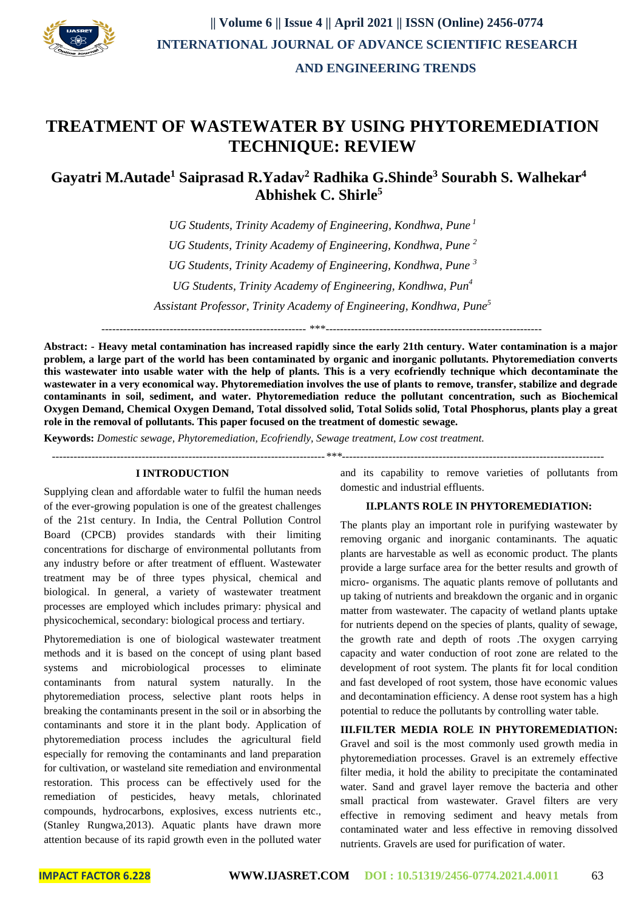# TREATMENT OF WASTEWATER BY USING PHYTOREMEDIATION TECHNIQUE: REVIEW

**Gayatri M.Autade[1] Saiprasad R.Yadav[2] Radhika G.Shinde[3] Sourabh S. Walhekar[4] Abhishek C. Shirle[5]**

*UG Students, Trinity Academy of Engineering, Kondhwa, Pune [1]*

*UG Students, Trinity Academy of Engineering, Kondhwa, Pune [2]*

*UG Students, Trinity Academy of Engineering, Kondhwa, Pune [3]*

*UG Students, Trinity Academy of Engineering, Kondhwa, Pun[4]*

*Assistant Professor, Trinity Academy of Engineering, Kondhwa, Pune[5]*

---

**Abstract: - Heavy metal contamination has increased rapidly since the early 21th century. Water contamination is a major problem, a large part of the world has been contaminated by organic and inorganic pollutants. Phytoremediation converts this wastewater into usable water with the help of plants. This is a very ecofriendly technique which decontaminate the wastewater in a very economical way. Phytoremediation involves the use of plants to remove, transfer, stabilize and degrade contaminants in soil, sediment, and water. Phytoremediation reduce the pollutant concentration, such as Biochemical Oxygen Demand, Chemical Oxygen Demand, Total dissolved solid, Total Solids solid, Total Phosphorus, plants play a great role in the removal of pollutants. This paper focused on the treatment of domestic sewage.**

**Keywords:** *Domestic sewage, Phytoremediation, Ecofriendly, Sewage treatment, Low cost treatment.*

---

## I INTRODUCTION

Supplying clean and affordable water to fulfil the human needs of the ever-growing population is one of the greatest challenges of the 21st century. In India, the Central Pollution Control Board (CPCB) provides standards with their limiting concentrations for discharge of environmental pollutants from any industry before or after treatment of effluent. Wastewater treatment may be of three types physical, chemical and biological. In general, a variety of wastewater treatment processes are employed which includes primary: physical and physicochemical, secondary: biological process and tertiary.

Phytoremediation is one of biological wastewater treatment methods and it is based on the concept of using plant based systems and microbiological processes to eliminate contaminants from natural system naturally. In the phytoremediation process, selective plant roots helps in breaking the contaminants present in the soil or in absorbing the contaminants and store it in the plant body. Application of phytoremediation process includes the agricultural field especially for removing the contaminants and land preparation for cultivation, or wasteland site remediation and environmental restoration. This process can be effectively used for the remediation of pesticides, heavy metals, chlorinated compounds, hydrocarbons, explosives, excess nutrients etc., (Stanley Rungwa,2013). Aquatic plants have drawn more attention because of its rapid growth even in the polluted water and its capability to remove varieties of pollutants from domestic and industrial effluents.

## II.PLANTS ROLE IN PHYTOREMEDIATION:

The plants play an important role in purifying wastewater by removing organic and inorganic contaminants. The aquatic plants are harvestable as well as economic product. The plants provide a large surface area for the better results and growth of micro- organisms. The aquatic plants remove of pollutants and up taking of nutrients and breakdown the organic and in organic matter from wastewater. The capacity of wetland plants uptake for nutrients depend on the species of plants, quality of sewage, the growth rate and depth of roots .The oxygen carrying capacity and water conduction of root zone are related to the development of root system. The plants fit for local condition and fast developed of root system, those have economic values and decontamination efficiency. A dense root system has a high potential to reduce the pollutants by controlling water table.

## III.FILTER MEDIA ROLE IN PHYTOREMEDIATION:

Gravel and soil is the most commonly used growth media in phytoremediation processes. Gravel is an extremely effective filter media, it hold the ability to precipitate the contaminated water. Sand and gravel layer remove the bacteria and other small practical from wastewater. Gravel filters are very effective in removing sediment and heavy metals from contaminated water and less effective in removing dissolved nutrients. Gravels are used for purification of water.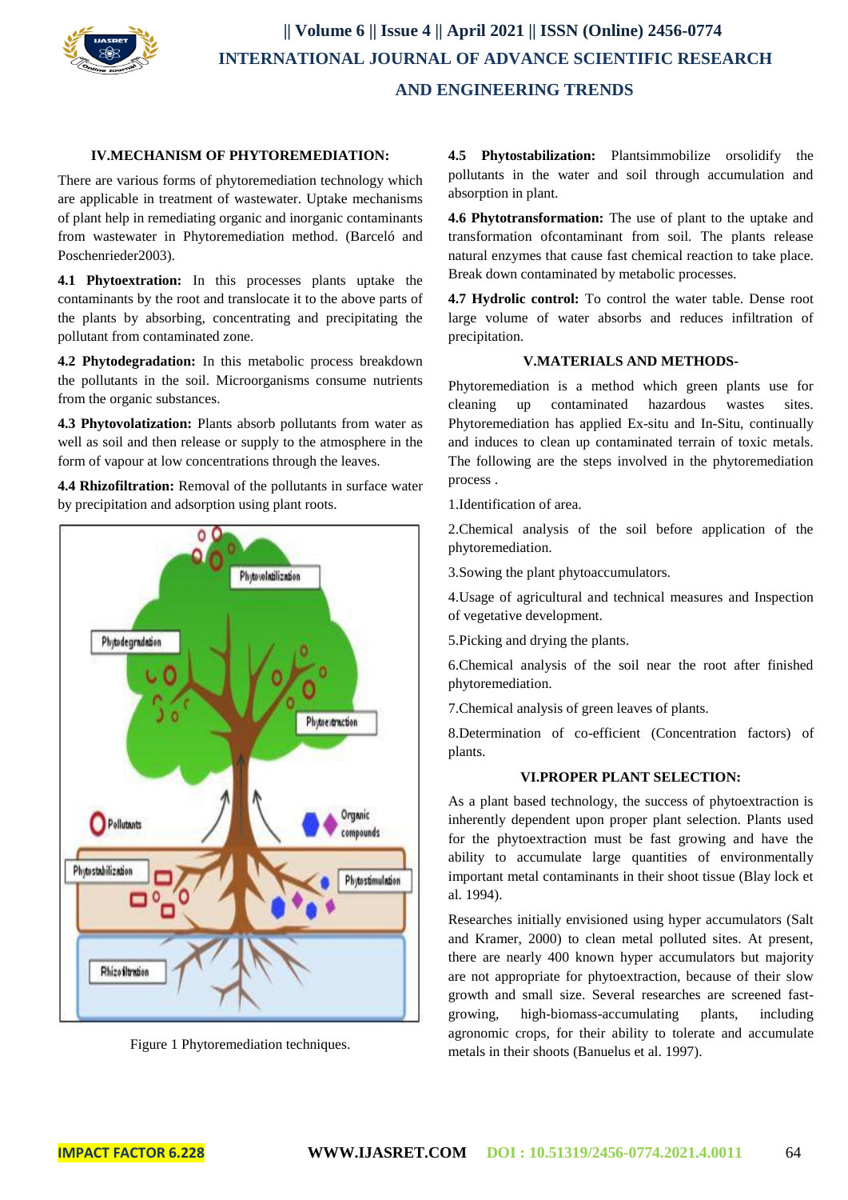## IV.MECHANISM OF PHYTOREMEDIATION:

There are various forms of phytoremediation technology which are applicable in treatment of wastewater. Uptake mechanisms of plant help in remediating organic and inorganic contaminants from wastewater in Phytoremediation method. (Barceló and Poschenrieder2003).

**4.1 Phytoextraction:** In this processes plants uptake the contaminants by the root and translocate it to the above parts of the plants by absorbing, concentrating and precipitating the pollutant from contaminated zone.

**4.2 Phytodegradation:** In this metabolic process breakdown the pollutants in the soil. Microorganisms consume nutrients from the organic substances.

**4.3 Phytovolatization:** Plants absorb pollutants from water as well as soil and then release or supply to the atmosphere in the form of vapour at low concentrations through the leaves.

**4.4 Rhizofiltration:** Removal of the pollutants in surface water by precipitation and adsorption using plant roots.

Figure 1 Phytoremediation techniques.

**4.5 Phytostabilization:** Plantsimmobilize orsolidify the pollutants in the water and soil through accumulation and absorption in plant.

**4.6 Phytotransformation:** The use of plant to the uptake and transformation ofcontaminant from soil. The plants release natural enzymes that cause fast chemical reaction to take place. Break down contaminated by metabolic processes.

**4.7 Hydrolic control:** To control the water table. Dense root large volume of water absorbs and reduces infiltration of precipitation.

## V.MATERIALS AND METHODS-

Phytoremediation is a method which green plants use for cleaning up contaminated hazardous wastes sites. Phytoremediation has applied Ex-situ and In-Situ, continually and induces to clean up contaminated terrain of toxic metals. The following are the steps involved in the phytoremediation process .

1.Identification of area.

2.Chemical analysis of the soil before application of the phytoremediation.

3.Sowing the plant phytoaccumulators.

4.Usage of agricultural and technical measures and Inspection of vegetative development.

5.Picking and drying the plants.

6.Chemical analysis of the soil near the root after finished phytoremediation.

7.Chemical analysis of green leaves of plants.

8.Determination of co-efficient (Concentration factors) of plants.

## VI.PROPER PLANT SELECTION:

As a plant based technology, the success of phytoextraction is inherently dependent upon proper plant selection. Plants used for the phytoextraction must be fast growing and have the ability to accumulate large quantities of environmentally important metal contaminants in their shoot tissue (Blay lock et al. 1994).

Researches initially envisioned using hyper accumulators (Salt and Kramer, 2000) to clean metal polluted sites. At present, there are nearly 400 known hyper accumulators but majority are not appropriate for phytoextraction, because of their slow growth and small size. Several researches are screened fast-growing, high-biomass-accumulating plants, including agronomic crops, for their ability to tolerate and accumulate metals in their shoots (Banuelus et al. 1997).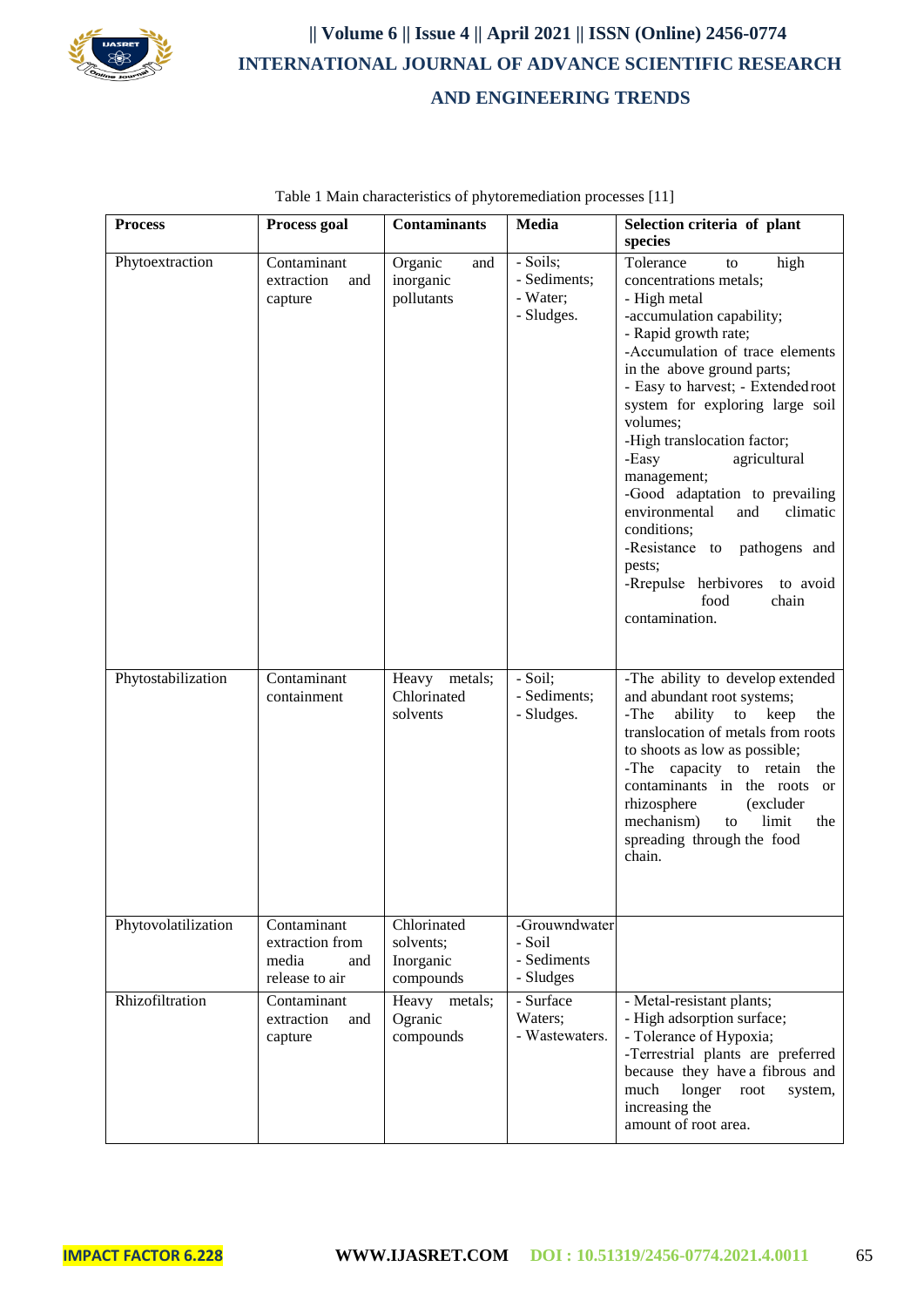Table 1 Main characteristics of phytoremediation processes [11]

| Process | Process goal | Contaminants | Media | Selection criteria of plant species |
|---|---|---|---|---|
| Phytoextraction | Contaminant extraction and capture | Organic and inorganic pollutants | - Soils;<br>- Sediments;<br>- Water;<br>- Sludges. | Tolerance to high concentrations metals;<br>- High metal<br>-accumulation capability;<br>- Rapid growth rate;<br>-Accumulation of trace elements in the above ground parts;<br>- Easy to harvest; - Extended root system for exploring large soil volumes;<br>-High translocation factor;<br>-Easy agricultural management;<br>-Good adaptation to prevailing environmental and climatic conditions;<br>-Resistance to pathogens and pests;<br>-Rrepulse herbivores to avoid food chain contamination. |
| Phytostabilization | Contaminant containment | Heavy metals; Chlorinated solvents | - Soil;<br>- Sediments;<br>- Sludges. | -The ability to develop extended and abundant root systems;<br>-The ability to keep the translocation of metals from roots to shoots as low as possible;<br>-The capacity to retain the contaminants in the roots or rhizosphere (excluder mechanism) to limit the spreading through the food chain. |
| Phytovolatilization | Contaminant extraction from media and release to air | Chlorinated solvents; Inorganic compounds | -Grouwndwater<br>- Soil<br>- Sediments<br>- Sludges | |
| Rhizofiltration | Contaminant extraction and capture | Heavy metals; Ogranic compounds | - Surface Waters;<br>- Wastewaters. | - Metal-resistant plants;<br>- High adsorption surface;<br>- Tolerance of Hypoxia;<br>-Terrestrial plants are preferred because they have a fibrous and much longer root system, increasing the amount of root area. |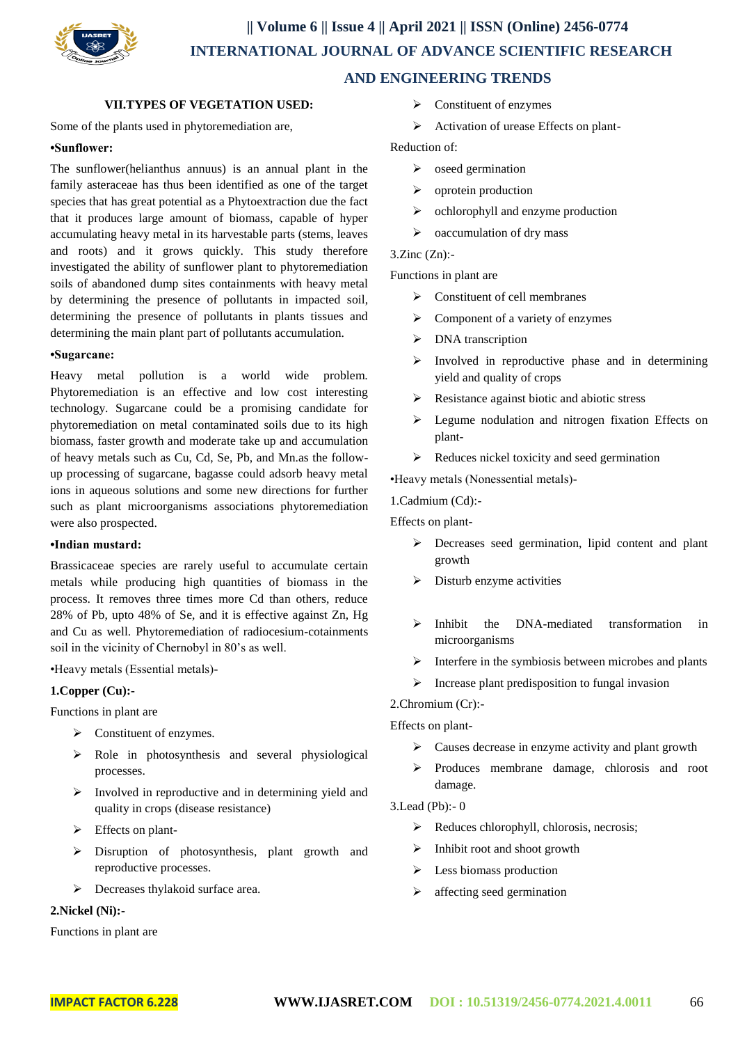## VII.TYPES OF VEGETATION USED:

Some of the plants used in phytoremediation are,

**•Sunflower:**

The sunflower(helianthus annuus) is an annual plant in the family asteraceae has thus been identified as one of the target species that has great potential as a Phytoextraction due the fact that it produces large amount of biomass, capable of hyper accumulating heavy metal in its harvestable parts (stems, leaves and roots) and it grows quickly. This study therefore investigated the ability of sunflower plant to phytoremediation soils of abandoned dump sites containments with heavy metal by determining the presence of pollutants in impacted soil, determining the presence of pollutants in plants tissues and determining the main plant part of pollutants accumulation.

**•Sugarcane:**

Heavy metal pollution is a world wide problem. Phytoremediation is an effective and low cost interesting technology. Sugarcane could be a promising candidate for phytoremediation on metal contaminated soils due to its high biomass, faster growth and moderate take up and accumulation of heavy metals such as Cu, Cd, Se, Pb, and Mn.as the follow-up processing of sugarcane, bagasse could adsorb heavy metal ions in aqueous solutions and some new directions for further such as plant microorganisms associations phytoremediation were also prospected.

**•Indian mustard:**

Brassicaceae species are rarely useful to accumulate certain metals while producing high quantities of biomass in the process. It removes three times more Cd than others, reduce 28% of Pb, upto 48% of Se, and it is effective against Zn, Hg and Cu as well. Phytoremediation of radiocesium-cotainments soil in the vicinity of Chernobyl in 80's as well.

•Heavy metals (Essential metals)-

**1.Copper (Cu):-**

Functions in plant are

- Constituent of enzymes.
- Role in photosynthesis and several physiological processes.
- Involved in reproductive and in determining yield and quality in crops (disease resistance)
- Effects on plant-
- Disruption of photosynthesis, plant growth and reproductive processes.
- Decreases thylakoid surface area.

**2.Nickel (Ni):-**

Functions in plant are

- Constituent of enzymes
- Activation of urease Effects on plant-

Reduction of:

- oseed germination
- oprotein production
- ochlorophyll and enzyme production
- oaccumulation of dry mass

3.Zinc (Zn):-

Functions in plant are

- Constituent of cell membranes
- Component of a variety of enzymes
- DNA transcription
- Involved in reproductive phase and in determining yield and quality of crops
- Resistance against biotic and abiotic stress
- Legume nodulation and nitrogen fixation Effects on plant-
- Reduces nickel toxicity and seed germination

•Heavy metals (Nonessential metals)-

1.Cadmium (Cd):-

Effects on plant-

- Decreases seed germination, lipid content and plant growth
- Disturb enzyme activities
- Inhibit the DNA-mediated transformation in microorganisms
- Interfere in the symbiosis between microbes and plants
- Increase plant predisposition to fungal invasion

2.Chromium (Cr):-

Effects on plant-

- Causes decrease in enzyme activity and plant growth
- Produces membrane damage, chlorosis and root damage.

3.Lead (Pb):- 0

- Reduces chlorophyll, chlorosis, necrosis;
- Inhibit root and shoot growth
- Less biomass production
- affecting seed germination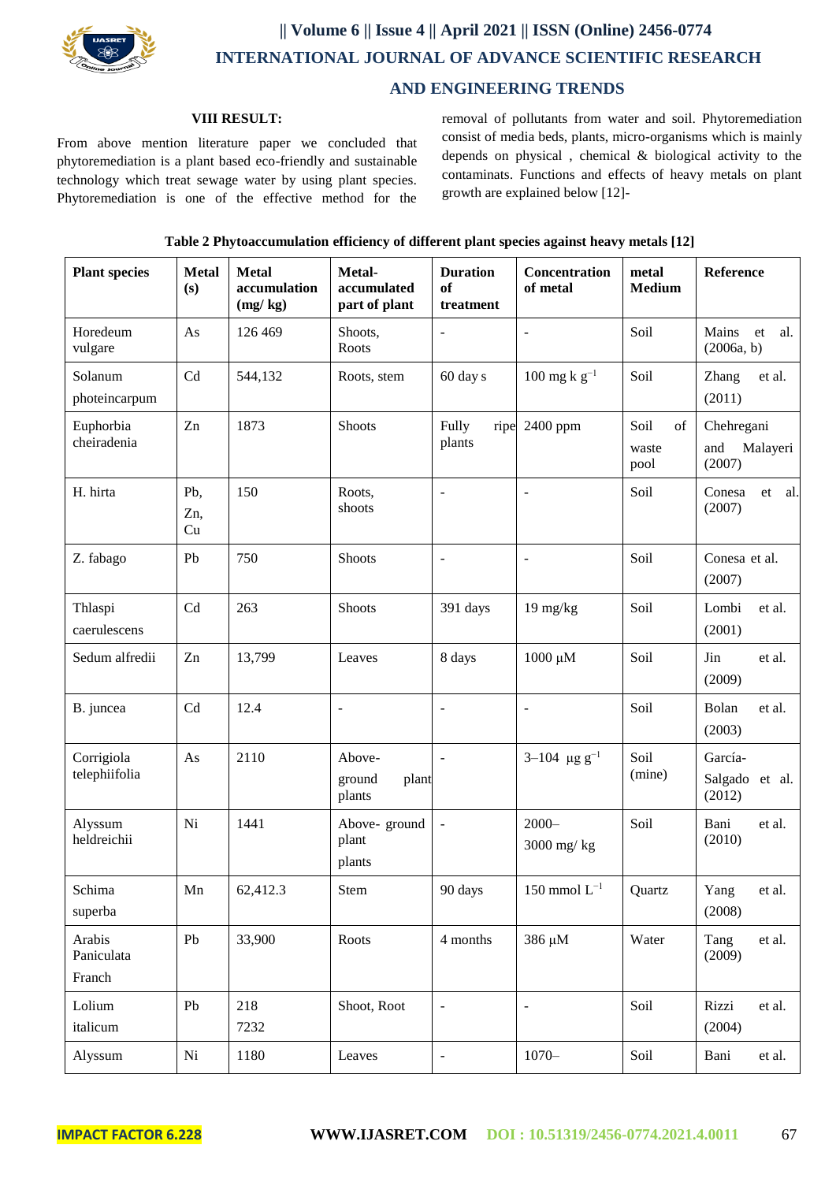## VIII RESULT:

From above mention literature paper we concluded that phytoremediation is a plant based eco-friendly and sustainable technology which treat sewage water by using plant species. Phytoremediation is one of the effective method for the removal of pollutants from water and soil. Phytoremediation consist of media beds, plants, micro-organisms which is mainly depends on physical , chemical & biological activity to the contaminats. Functions and effects of heavy metals on plant growth are explained below [12]-

**Table 2 Phytoaccumulation efficiency of different plant species against heavy metals [12]**

| Plant species | Metal (s) | Metal accumulation (mg/ kg) | Metal-accumulated part of plant | Duration of treatment | Concentration of metal | metal Medium | Reference |
|---|---|---|---|---|---|---|---|
| Horedeum vulgare | As | 126 469 | Shoots, Roots | - | - | Soil | Mains et al. (2006a, b) |
| Solanum photeincarpum | Cd | 544,132 | Roots, stem | 60 day s | 100 mg k $g^{-1}$ | Soil | Zhang et al. (2011) |
| Euphorbia cheiradenia | Zn | 1873 | Shoots | Fully ripe plants | 2400 ppm | Soil of waste pool | Chehregani and Malayeri (2007) |
| H. hirta | Pb, Zn, Cu | 150 | Roots, shoots | - | - | Soil | Conesa et al. (2007) |
| Z. fabago | Pb | 750 | Shoots | - | - | Soil | Conesa et al. (2007) |
| Thlaspi caerulescens | Cd | 263 | Shoots | 391 days | 19 mg/kg | Soil | Lombi et al. (2001) |
| Sedum alfredii | Zn | 13,799 | Leaves | 8 days | 1000 μM | Soil | Jin et al. (2009) |
| B. juncea | Cd | 12.4 | - | - | - | Soil | Bolan et al. (2003) |
| Corrigiola telephiifolia | As | 2110 | Above-ground plant plants | - | 3–104 μg $g^{-1}$ | Soil (mine) | García-Salgado et al. (2012) |
| Alyssum heldreichii | Ni | 1441 | Above- ground plant plants | - | 2000–3000 mg/ kg | Soil | Bani et al. (2010) |
| Schima superba | Mn | 62,412.3 | Stem | 90 days | 150 mmol $L^{-1}$ | Quartz | Yang et al. (2008) |
| Arabis Paniculata Franch | Pb | 33,900 | Roots | 4 months | 386 μM | Water | Tang et al. (2009) |
| Lolium italicum | Pb | 218 7232 | Shoot, Root | - | - | Soil | Rizzi et al. (2004) |
| Alyssum | Ni | 1180 | Leaves | - | 1070– | Soil | Bani et al. |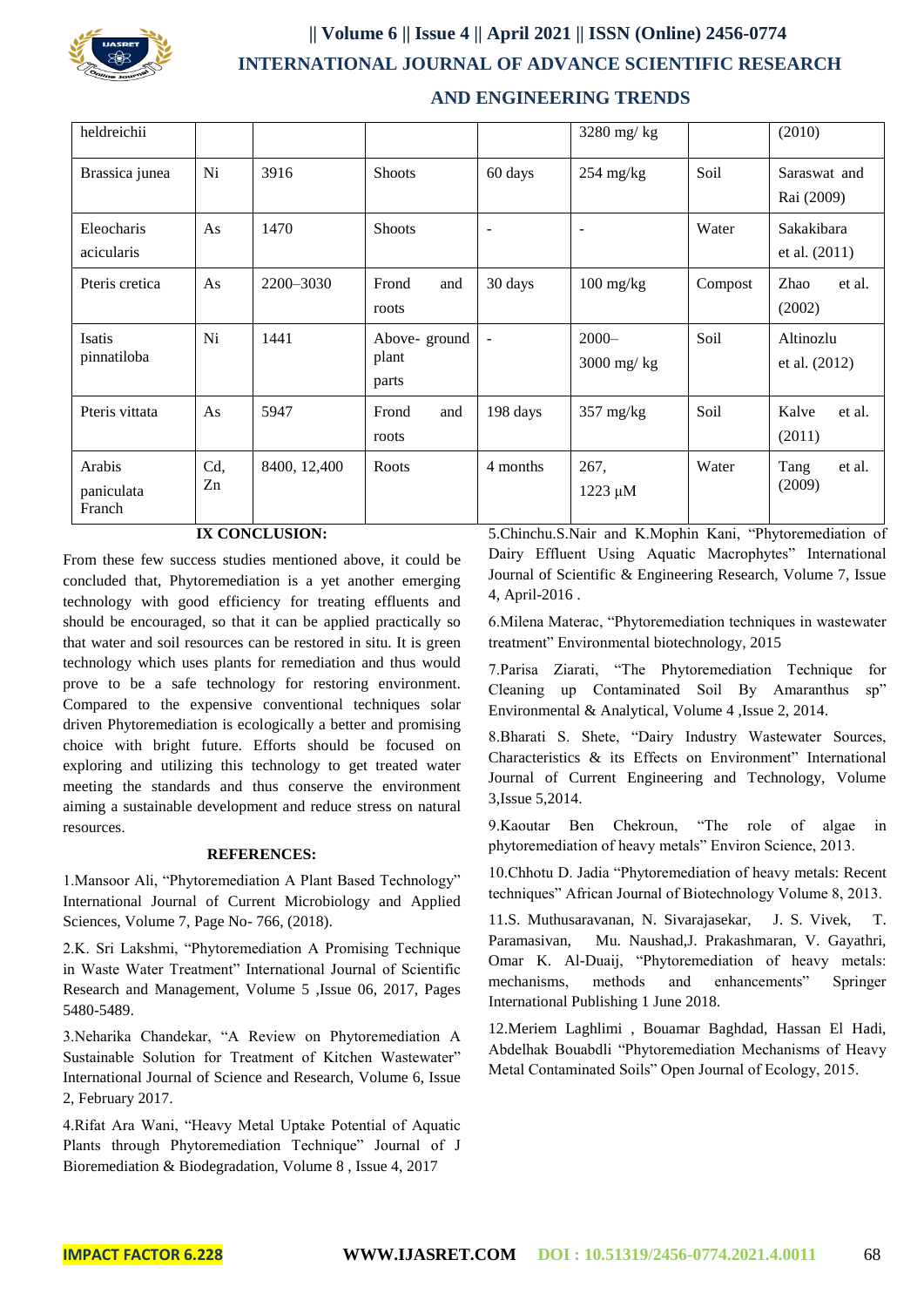| | | | | | | | |
|---|---|---|---|---|---|---|---|
| heldreichii | | | | | 3280 mg/ kg | | (2010) |
| Brassica junea | Ni | 3916 | Shoots | 60 days | 254 mg/kg | Soil | Saraswat and Rai (2009) |
| Eleocharis acicularis | As | 1470 | Shoots | - | - | Water | Sakakibara et al. (2011) |
| Pteris cretica | As | 2200–3030 | Frond and roots | 30 days | 100 mg/kg | Compost | Zhao et al. (2002) |
| Isatis pinnatiloba | Ni | 1441 | Above- ground plant parts | - | 2000–3000 mg/ kg | Soil | Altinozlu et al. (2012) |
| Pteris vittata | As | 5947 | Frond and roots | 198 days | 357 mg/kg | Soil | Kalve et al. (2011) |
| Arabis paniculata Franch | Cd, Zn | 8400, 12,400 | Roots | 4 months | 267, 1223 μM | Water | Tang et al. (2009) |

## IX CONCLUSION:

From these few success studies mentioned above, it could be concluded that, Phytoremediation is a yet another emerging technology with good efficiency for treating effluents and should be encouraged, so that it can be applied practically so that water and soil resources can be restored in situ. It is green technology which uses plants for remediation and thus would prove to be a safe technology for restoring environment. Compared to the expensive conventional techniques solar driven Phytoremediation is ecologically a better and promising choice with bright future. Efforts should be focused on exploring and utilizing this technology to get treated water meeting the standards and thus conserve the environment aiming a sustainable development and reduce stress on natural resources.

## REFERENCES:

1.Mansoor Ali, "Phytoremediation A Plant Based Technology" International Journal of Current Microbiology and Applied Sciences, Volume 7, Page No- 766, (2018).

2.K. Sri Lakshmi, "Phytoremediation A Promising Technique in Waste Water Treatment" International Journal of Scientific Research and Management, Volume 5 ,Issue 06, 2017, Pages 5480-5489.

3.Neharika Chandekar, "A Review on Phytoremediation A Sustainable Solution for Treatment of Kitchen Wastewater" International Journal of Science and Research, Volume 6, Issue 2, February 2017.

4.Rifat Ara Wani, "Heavy Metal Uptake Potential of Aquatic Plants through Phytoremediation Technique" Journal of J Bioremediation & Biodegradation, Volume 8 , Issue 4, 2017

5.Chinchu.S.Nair and K.Mophin Kani, "Phytoremediation of Dairy Effluent Using Aquatic Macrophytes" International Journal of Scientific & Engineering Research, Volume 7, Issue 4, April-2016 .

6.Milena Materac, "Phytoremediation techniques in wastewater treatment" Environmental biotechnology, 2015

7.Parisa Ziarati, "The Phytoremediation Technique for Cleaning up Contaminated Soil By Amaranthus sp" Environmental & Analytical, Volume 4 ,Issue 2, 2014.

8.Bharati S. Shete, "Dairy Industry Wastewater Sources, Characteristics & its Effects on Environment" International Journal of Current Engineering and Technology, Volume 3,Issue 5,2014.

9.Kaoutar Ben Chekroun, "The role of algae in phytoremediation of heavy metals" Environ Science, 2013.

10.Chhotu D. Jadia "Phytoremediation of heavy metals: Recent techniques" African Journal of Biotechnology Volume 8, 2013.

11.S. Muthusaravanan, N. Sivarajasekar, J. S. Vivek, T. Paramasivan, Mu. Naushad,J. Prakashmaran, V. Gayathri, Omar K. Al-Duaij, "Phytoremediation of heavy metals: mechanisms, methods and enhancements" Springer International Publishing 1 June 2018.

12.Meriem Laghlimi , Bouamar Baghdad, Hassan El Hadi, Abdelhak Bouabdli "Phytoremediation Mechanisms of Heavy Metal Contaminated Soils" Open Journal of Ecology, 2015.